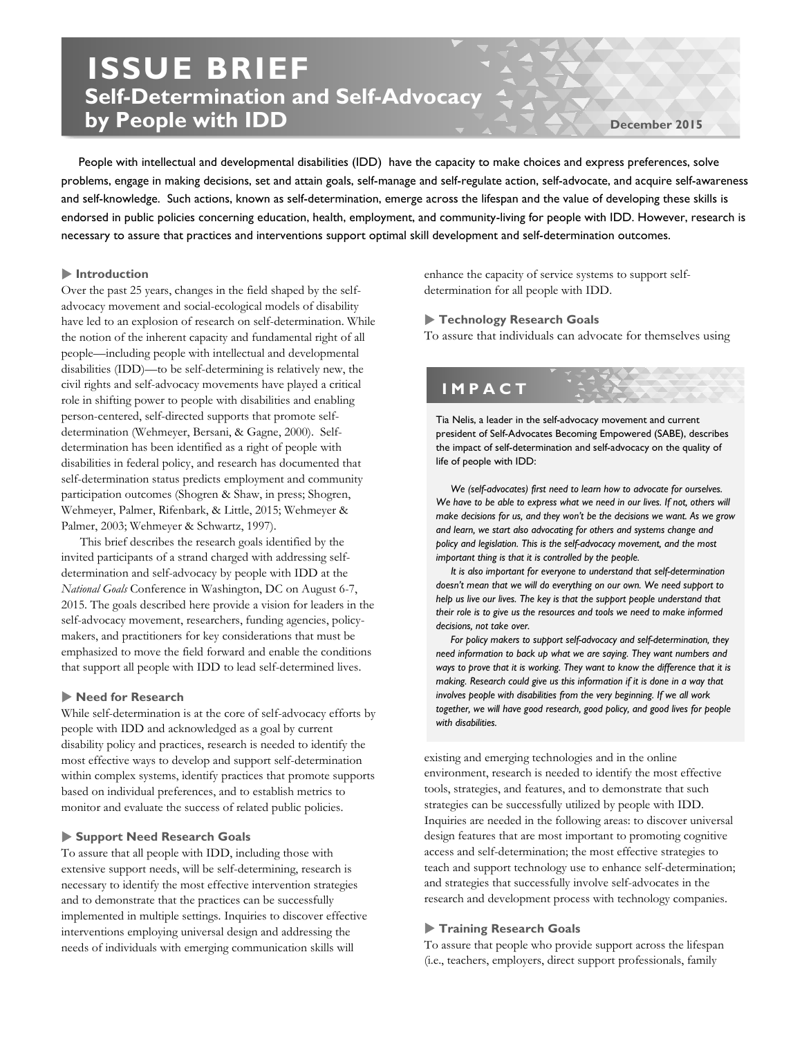# ISSUE BRIEF

## Self-Determination and Self-Advocacy by People with IDD

December 2015

People with intellectual and developmental disabilities (IDD) have the capacity to make choices and express preferences, solve problems, engage in making decisions, set and attain goals, self-manage and self-regulate action, self-advocate, and acquire self-awareness and self-knowledge. Such actions, known as self-determination, emerge across the lifespan and the value of developing these skills is endorsed in public policies concerning education, health, employment, and community-living for people with IDD. However, research is necessary to assure that practices and interventions support optimal skill development and self-determination outcomes.

### Introduction

Over the past 25 years, changes in the field shaped by the self-advocacy movement and social-ecological models of disability have led to an explosion of research on self-determination. While the notion of the inherent capacity and fundamental right of all people—including people with intellectual and developmental disabilities (IDD)—to be self-determining is relatively new, the civil rights and self-advocacy movements have played a critical role in shifting power to people with disabilities and enabling person-centered, self-directed supports that promote self-determination (Wehmeyer, Bersani, & Gagne, 2000). Self-determination has been identified as a right of people with disabilities in federal policy, and research has documented that self-determination status predicts employment and community participation outcomes (Shogren & Shaw, in press; Shogren, Wehmeyer, Palmer, Rifenbark, & Little, 2015; Wehmeyer & Palmer, 2003; Wehmeyer & Schwartz, 1997).

This brief describes the research goals identified by the invited participants of a strand charged with addressing self-determination and self-advocacy by people with IDD at the *National Goals* Conference in Washington, DC on August 6-7, 2015. The goals described here provide a vision for leaders in the self-advocacy movement, researchers, funding agencies, policy-makers, and practitioners for key considerations that must be emphasized to move the field forward and enable the conditions that support all people with IDD to lead self-determined lives.

### Need for Research

While self-determination is at the core of self-advocacy efforts by people with IDD and acknowledged as a goal by current disability policy and practices, research is needed to identify the most effective ways to develop and support self-determination within complex systems, identify practices that promote supports based on individual preferences, and to establish metrics to monitor and evaluate the success of related public policies.

### Support Need Research Goals

To assure that all people with IDD, including those with extensive support needs, will be self-determining, research is necessary to identify the most effective intervention strategies and to demonstrate that the practices can be successfully implemented in multiple settings. Inquiries to discover effective interventions employing universal design and addressing the needs of individuals with emerging communication skills will enhance the capacity of service systems to support self-determination for all people with IDD.

### Technology Research Goals

To assure that individuals can advocate for themselves using existing and emerging technologies and in the online environment, research is needed to identify the most effective tools, strategies, and features, and to demonstrate that such strategies can be successfully utilized by people with IDD. Inquiries are needed in the following areas: to discover universal design features that are most important to promoting cognitive access and self-determination; the most effective strategies to teach and support technology use to enhance self-determination; and strategies that successfully involve self-advocates in the research and development process with technology companies.

### Training Research Goals

To assure that people who provide support across the lifespan (i.e., teachers, employers, direct support professionals, family

---

## IMPACT

Tia Nelis, a leader in the self-advocacy movement and current president of Self-Advocates Becoming Empowered (SABE), describes the impact of self-determination and self-advocacy on the quality of life of people with IDD:

*We (self-advocates) first need to learn how to advocate for ourselves. We have to be able to express what we need in our lives. If not, others will make decisions for us, and they won't be the decisions we want. As we grow and learn, we start also advocating for others and systems change and policy and legislation. This is the self-advocacy movement, and the most important thing is that it is controlled by the people.*

*It is also important for everyone to understand that self-determination doesn't mean that we will do everything on our own. We need support to help us live our lives. The key is that the support people understand that their role is to give us the resources and tools we need to make informed decisions, not take over.*

*For policy makers to support self-advocacy and self-determination, they need information to back up what we are saying. They want numbers and ways to prove that it is working. They want to know the difference that it is making. Research could give us this information if it is done in a way that involves people with disabilities from the very beginning. If we all work together, we will have good research, good policy, and good lives for people with disabilities.*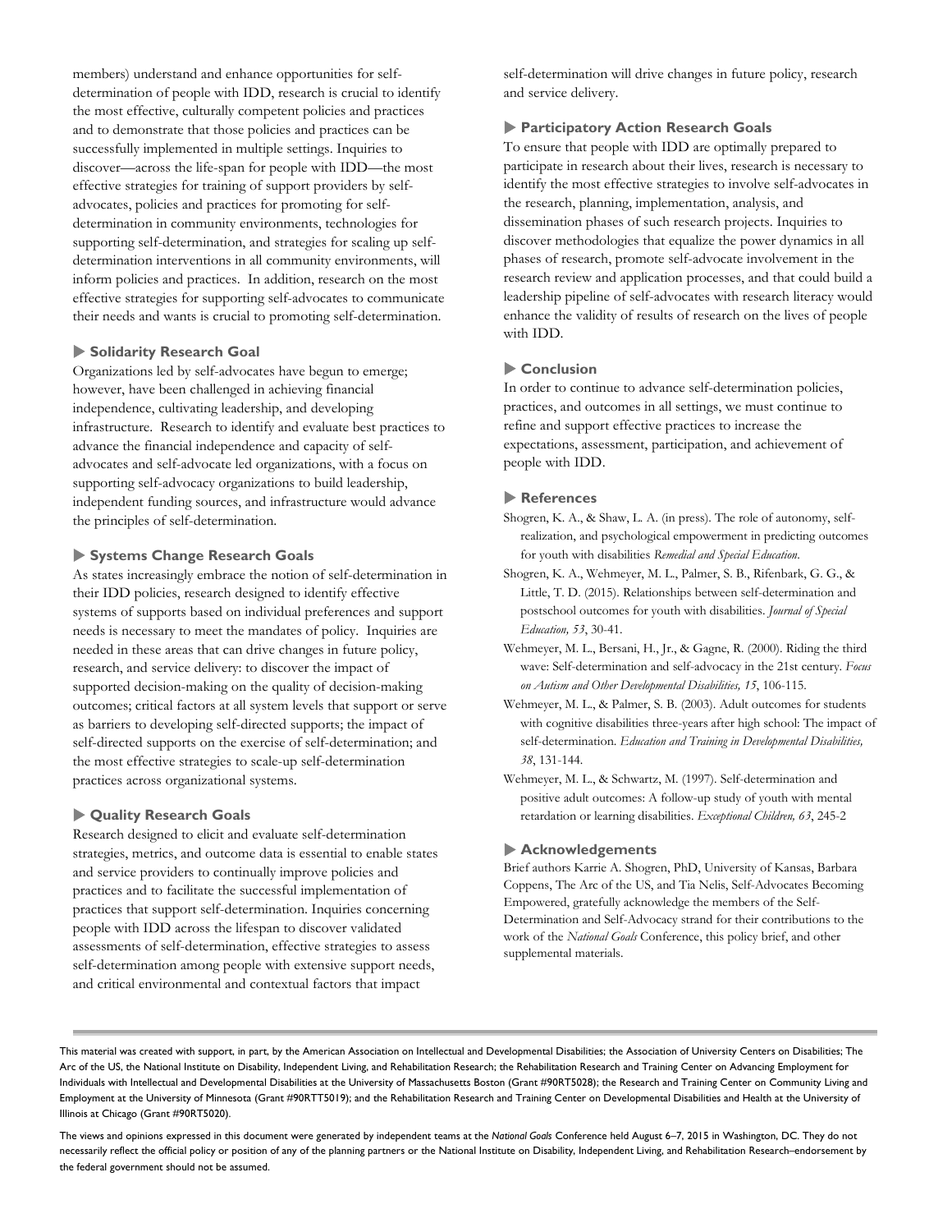members) understand and enhance opportunities for self-determination of people with IDD, research is crucial to identify the most effective, culturally competent policies and practices and to demonstrate that those policies and practices can be successfully implemented in multiple settings. Inquiries to discover—across the life-span for people with IDD—the most effective strategies for training of support providers by self-advocates, policies and practices for promoting for self-determination in community environments, technologies for supporting self-determination, and strategies for scaling up self-determination interventions in all community environments, will inform policies and practices. In addition, research on the most effective strategies for supporting self-advocates to communicate their needs and wants is crucial to promoting self-determination.

## ▶ Solidarity Research Goal

Organizations led by self-advocates have begun to emerge; however, have been challenged in achieving financial independence, cultivating leadership, and developing infrastructure. Research to identify and evaluate best practices to advance the financial independence and capacity of self-advocates and self-advocate led organizations, with a focus on supporting self-advocacy organizations to build leadership, independent funding sources, and infrastructure would advance the principles of self-determination.

## ▶ Systems Change Research Goals

As states increasingly embrace the notion of self-determination in their IDD policies, research designed to identify effective systems of supports based on individual preferences and support needs is necessary to meet the mandates of policy. Inquiries are needed in these areas that can drive changes in future policy, research, and service delivery: to discover the impact of supported decision-making on the quality of decision-making outcomes; critical factors at all system levels that support or serve as barriers to developing self-directed supports; the impact of self-directed supports on the exercise of self-determination; and the most effective strategies to scale-up self-determination practices across organizational systems.

## ▶ Quality Research Goals

Research designed to elicit and evaluate self-determination strategies, metrics, and outcome data is essential to enable states and service providers to continually improve policies and practices and to facilitate the successful implementation of practices that support self-determination. Inquiries concerning people with IDD across the lifespan to discover validated assessments of self-determination, effective strategies to assess self-determination among people with extensive support needs, and critical environmental and contextual factors that impact self-determination will drive changes in future policy, research and service delivery.

## ▶ Participatory Action Research Goals

To ensure that people with IDD are optimally prepared to participate in research about their lives, research is necessary to identify the most effective strategies to involve self-advocates in the research, planning, implementation, analysis, and dissemination phases of such research projects. Inquiries to discover methodologies that equalize the power dynamics in all phases of research, promote self-advocate involvement in the research review and application processes, and that could build a leadership pipeline of self-advocates with research literacy would enhance the validity of results of research on the lives of people with IDD.

## ▶ Conclusion

In order to continue to advance self-determination policies, practices, and outcomes in all settings, we must continue to refine and support effective practices to increase the expectations, assessment, participation, and achievement of people with IDD.

## ▶ References

Shogren, K. A., & Shaw, L. A. (in press). The role of autonomy, self-realization, and psychological empowerment in predicting outcomes for youth with disabilities *Remedial and Special Education*.

Shogren, K. A., Wehmeyer, M. L., Palmer, S. B., Rifenbark, G. G., & Little, T. D. (2015). Relationships between self-determination and postschool outcomes for youth with disabilities. *Journal of Special Education, 53*, 30-41.

Wehmeyer, M. L., Bersani, H., Jr., & Gagne, R. (2000). Riding the third wave: Self-determination and self-advocacy in the 21st century. *Focus on Autism and Other Developmental Disabilities, 15*, 106-115.

Wehmeyer, M. L., & Palmer, S. B. (2003). Adult outcomes for students with cognitive disabilities three-years after high school: The impact of self-determination. *Education and Training in Developmental Disabilities, 38*, 131-144.

Wehmeyer, M. L., & Schwartz, M. (1997). Self-determination and positive adult outcomes: A follow-up study of youth with mental retardation or learning disabilities. *Exceptional Children, 63*, 245-2

## ▶ Acknowledgements

Brief authors Karrie A. Shogren, PhD, University of Kansas, Barbara Coppens, The Arc of the US, and Tia Nelis, Self-Advocates Becoming Empowered, gratefully acknowledge the members of the Self-Determination and Self-Advocacy strand for their contributions to the work of the *National Goals* Conference, this policy brief, and other supplemental materials.

---

This material was created with support, in part, by the American Association on Intellectual and Developmental Disabilities; the Association of University Centers on Disabilities; The Arc of the US, the National Institute on Disability, Independent Living, and Rehabilitation Research; the Rehabilitation Research and Training Center on Advancing Employment for Individuals with Intellectual and Developmental Disabilities at the University of Massachusetts Boston (Grant #90RT5028); the Research and Training Center on Community Living and Employment at the University of Minnesota (Grant #90RTT5019); and the Rehabilitation Research and Training Center on Developmental Disabilities and Health at the University of Illinois at Chicago (Grant #90RT5020).

The views and opinions expressed in this document were generated by independent teams at the *National Goals* Conference held August 6–7, 2015 in Washington, DC. They do not necessarily reflect the official policy or position of any of the planning partners or the National Institute on Disability, Independent Living, and Rehabilitation Research–endorsement by the federal government should not be assumed.